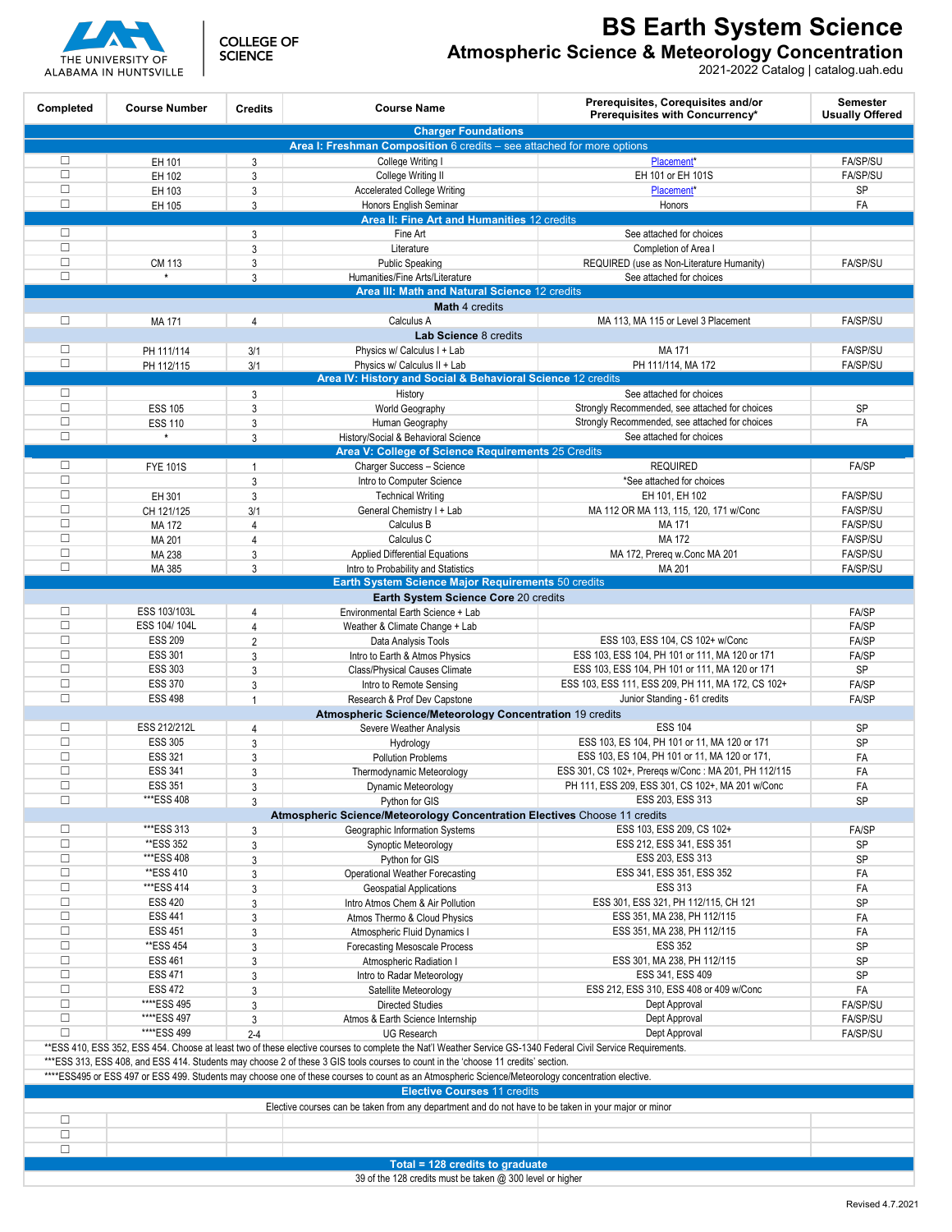THE UNIVERSITY OF ALABAMA IN HUNTSVILLE | COLLEGE OF SCIENCE

# BS Earth System Science

## Atmospheric Science & Meteorology Concentration

2021-2022 Catalog | catalog.uah.edu

| Completed | Course Number | Credits | Course Name | Prerequisites, Corequisites and/or Prerequisites with Concurrency* | Semester Usually Offered |
|---|---|---|---|---|---|
| **Charger Foundations** | | | | | |
| **Area I: Freshman Composition** 6 credits – see attached for more options | | | | | |
| ☐ | EH 101 | 3 | College Writing I | Placement* | FA/SP/SU |
| ☐ | EH 102 | 3 | College Writing II | EH 101 or EH 101S | FA/SP/SU |
| ☐ | EH 103 | 3 | Accelerated College Writing | Placement* | SP |
| ☐ | EH 105 | 3 | Honors English Seminar | Honors | FA |
| **Area II: Fine Art and Humanities** 12 credits | | | | | |
| ☐ | | 3 | Fine Art | See attached for choices | |
| ☐ | | 3 | Literature | Completion of Area I | |
| ☐ | CM 113 | 3 | Public Speaking | REQUIRED (use as Non-Literature Humanity) | FA/SP/SU |
| ☐ | * | 3 | Humanities/Fine Arts/Literature | See attached for choices | |
| **Area III: Math and Natural Science** 12 credits | | | | | |
| **Math** 4 credits | | | | | |
| ☐ | MA 171 | 4 | Calculus A | MA 113, MA 115 or Level 3 Placement | FA/SP/SU |
| **Lab Science** 8 credits | | | | | |
| ☐ | PH 111/114 | 3/1 | Physics w/ Calculus I + Lab | MA 171 | FA/SP/SU |
| ☐ | PH 112/115 | 3/1 | Physics w/ Calculus II + Lab | PH 111/114, MA 172 | FA/SP/SU |
| **Area IV: History and Social & Behavioral Science** 12 credits | | | | | |
| ☐ | | 3 | History | See attached for choices | |
| ☐ | ESS 105 | 3 | World Geography | Strongly Recommended, see attached for choices | SP |
| ☐ | ESS 110 | 3 | Human Geography | Strongly Recommended, see attached for choices | FA |
| ☐ | * | 3 | History/Social & Behavioral Science | See attached for choices | |
| **Area V: College of Science Requirements** 25 Credits | | | | | |
| ☐ | FYE 101S | 1 | Charger Success – Science | REQUIRED | FA/SP |
| ☐ | | 3 | Intro to Computer Science | *See attached for choices | |
| ☐ | EH 301 | 3 | Technical Writing | EH 101, EH 102 | FA/SP/SU |
| ☐ | CH 121/125 | 3/1 | General Chemistry I + Lab | MA 112 OR MA 113, 115, 120, 171 w/Conc | FA/SP/SU |
| ☐ | MA 172 | 4 | Calculus B | MA 171 | FA/SP/SU |
| ☐ | MA 201 | 4 | Calculus C | MA 172 | FA/SP/SU |
| ☐ | MA 238 | 3 | Applied Differential Equations | MA 172, Prereq w.Conc MA 201 | FA/SP/SU |
| ☐ | MA 385 | 3 | Intro to Probability and Statistics | MA 201 | FA/SP/SU |
| **Earth System Science Major Requirements** 50 credits | | | | | |
| **Earth System Science Core** 20 credits | | | | | |
| ☐ | ESS 103/103L | 4 | Environmental Earth Science + Lab | | FA/SP |
| ☐ | ESS 104/ 104L | 4 | Weather & Climate Change + Lab | | FA/SP |
| ☐ | ESS 209 | 2 | Data Analysis Tools | ESS 103, ESS 104, CS 102+ w/Conc | FA/SP |
| ☐ | ESS 301 | 3 | Intro to Earth & Atmos Physics | ESS 103, ESS 104, PH 101 or 111, MA 120 or 171 | FA/SP |
| ☐ | ESS 303 | 3 | Class/Physical Causes Climate | ESS 103, ESS 104, PH 101 or 111, MA 120 or 171 | SP |
| ☐ | ESS 370 | 3 | Intro to Remote Sensing | ESS 103, ESS 111, ESS 209, PH 111, MA 172, CS 102+ | FA/SP |
| ☐ | ESS 498 | 1 | Research & Prof Dev Capstone | Junior Standing - 61 credits | FA/SP |
| **Atmospheric Science/Meteorology Concentration** 19 credits | | | | | |
| ☐ | ESS 212/212L | 4 | Severe Weather Analysis | ESS 104 | SP |
| ☐ | ESS 305 | 3 | Hydrology | ESS 103, ES 104, PH 101 or 11, MA 120 or 171 | SP |
| ☐ | ESS 321 | 3 | Pollution Problems | ESS 103, ES 104, PH 101 or 11, MA 120 or 171, | FA |
| ☐ | ESS 341 | 3 | Thermodynamic Meteorology | ESS 301, CS 102+, Prereqs w/Conc : MA 201, PH 112/115 | FA |
| ☐ | ESS 351 | 3 | Dynamic Meteorology | PH 111, ESS 209, ESS 301, CS 102+, MA 201 w/Conc | FA |
| ☐ | ***ESS 408 | 3 | Python for GIS | ESS 203, ESS 313 | SP |
| **Atmospheric Science/Meteorology Concentration Electives** Choose 11 credits | | | | | |
| ☐ | ***ESS 313 | 3 | Geographic Information Systems | ESS 103, ESS 209, CS 102+ | FA/SP |
| ☐ | **ESS 352 | 3 | Synoptic Meteorology | ESS 212, ESS 341, ESS 351 | SP |
| ☐ | ***ESS 408 | 3 | Python for GIS | ESS 203, ESS 313 | SP |
| ☐ | **ESS 410 | 3 | Operational Weather Forecasting | ESS 341, ESS 351, ESS 352 | FA |
| ☐ | ***ESS 414 | 3 | Geospatial Applications | ESS 313 | FA |
| ☐ | ESS 420 | 3 | Intro Atmos Chem & Air Pollution | ESS 301, ESS 321, PH 112/115, CH 121 | SP |
| ☐ | ESS 441 | 3 | Atmos Thermo & Cloud Physics | ESS 351, MA 238, PH 112/115 | FA |
| ☐ | ESS 451 | 3 | Atmospheric Fluid Dynamics I | ESS 351, MA 238, PH 112/115 | FA |
| ☐ | **ESS 454 | 3 | Forecasting Mesoscale Process | ESS 352 | SP |
| ☐ | ESS 461 | 3 | Atmospheric Radiation I | ESS 301, MA 238, PH 112/115 | SP |
| ☐ | ESS 471 | 3 | Intro to Radar Meteorology | ESS 341, ESS 409 | SP |
| ☐ | ESS 472 | 3 | Satellite Meteorology | ESS 212, ESS 310, ESS 408 or 409 w/Conc | FA |
| ☐ | ****ESS 495 | 3 | Directed Studies | Dept Approval | FA/SP/SU |
| ☐ | ****ESS 497 | 3 | Atmos & Earth Science Internship | Dept Approval | FA/SP/SU |
| ☐ | ****ESS 499 | 2-4 | UG Research | Dept Approval | FA/SP/SU |
| **ESS 410, ESS 352, ESS 454. Choose at least two of these elective courses to complete the Nat'l Weather Service GS-1340 Federal Civil Service Requirements. | | | | | |
| ***ESS 313, ESS 408, and ESS 414. Students may choose 2 of these 3 GIS tools courses to count in the 'choose 11 credits' section. | | | | | |
| ****ESS495 or ESS 497 or ESS 499. Students may choose one of these courses to count as an Atmospheric Science/Meteorology concentration elective. | | | | | |
| **Elective Courses** 11 credits | | | | | |
| Elective courses can be taken from any department and do not have to be taken in your major or minor | | | | | |
| ☐ | | | | | |
| ☐ | | | | | |
| ☐ | | | | | |
| **Total = 128 credits to graduate** | | | | | |
| 39 of the 128 credits must be taken @ 300 level or higher | | | | | |

Revised 4.7.2021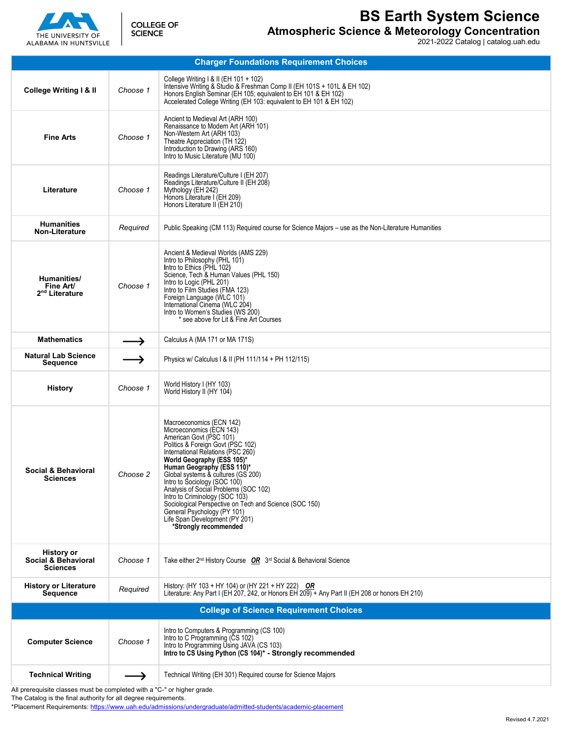# BS Earth System Science

## Atmospheric Science & Meteorology Concentration

2021-2022 Catalog | catalog.uah.edu

| Charger Foundations Requirement Choices | | |
|---|---|---|
| **College Writing I & II** | *Choose 1* | College Writing I & II (EH 101 + 102)<br>Intensive Writing & Studio & Freshman Comp II (EH 101S + 101L & EH 102)<br>Honors English Seminar (EH 105; equivalent to EH 101 & EH 102)<br>Accelerated College Writing (EH 103: equivalent to EH 101 & EH 102) |
| **Fine Arts** | *Choose 1* | Ancient to Medieval Art (ARH 100)<br>Renaissance to Modern Art (ARH 101)<br>Non-Western Art (ARH 103)<br>Theatre Appreciation (TH 122)<br>Introduction to Drawing (ARS 160)<br>Intro to Music Literature (MU 100) |
| **Literature** | *Choose 1* | Readings Literature/Culture I (EH 207)<br>Readings Literature/Culture II (EH 208)<br>Mythology (EH 242)<br>Honors Literature I (EH 209)<br>Honors Literature II (EH 210) |
| **Humanities Non-Literature** | *Required* | Public Speaking (CM 113) Required course for Science Majors – use as the Non-Literature Humanities |
| **Humanities/ Fine Art/ 2nd Literature** | *Choose 1* | Ancient & Medieval Worlds (AMS 229)<br>Intro to Philosophy (PHL 101)<br>Intro to Ethics (PHL 102)<br>Science, Tech & Human Values (PHL 150)<br>Intro to Logic (PHL 201)<br>Intro to Film Studies (FMA 123)<br>Foreign Language (WLC 101)<br>International Cinema (WLC 204)<br>Intro to Women's Studies (WS 200)<br>* see above for Lit & Fine Art Courses |
| **Mathematics** | ⟶ | Calculus A (MA 171 or MA 171S) |
| **Natural Lab Science Sequence** | ⟶ | Physics w/ Calculus I & II (PH 111/114 + PH 112/115) |
| **History** | *Choose 1* | World History I (HY 103)<br>World History II (HY 104) |
| **Social & Behavioral Sciences** | *Choose 2* | Macroeconomics (ECN 142)<br>Microeconomics (ECN 143)<br>American Govt (PSC 101)<br>Politics & Foreign Govt (PSC 102)<br>International Relations (PSC 260)<br>**World Geography (ESS 105)***<br>**Human Geography (ESS 110)***<br>Global systems & cultures (GS 200)<br>Intro to Sociology (SOC 100)<br>Analysis of Social Problems (SOC 102)<br>Intro to Criminology (SOC 103)<br>Sociological Perspective on Tech and Science (SOC 150)<br>General Psychology (PY 101)<br>Life Span Development (PY 201)<br>***Strongly recommended** |
| **History or Social & Behavioral Sciences** | *Choose 1* | Take either 2nd History Course ***OR*** 3rd Social & Behavioral Science |
| **History or Literature Sequence** | *Required* | History: (HY 103 + HY 104) or (HY 221 + HY 222) ***OR***<br>Literature: Any Part I (EH 207, 242, or Honors EH 209) + Any Part II (EH 208 or honors EH 210) |
| **College of Science Requirement Choices** | | |
| **Computer Science** | *Choose 1* | Intro to Computers & Programming (CS 100)<br>Intro to C Programming (CS 102)<br>Intro to Programming Using JAVA (CS 103)<br>**Intro to CS Using Python (CS 104)* - Strongly recommended** |
| **Technical Writing** | ⟶ | Technical Writing (EH 301) Required course for Science Majors |

All prerequisite classes must be completed with a "C-" or higher grade.
The Catalog is the final authority for all degree requirements.
*Placement Requirements: https://www.uah.edu/admissions/undergraduate/admitted-students/academic-placement

Revised 4.7.2021